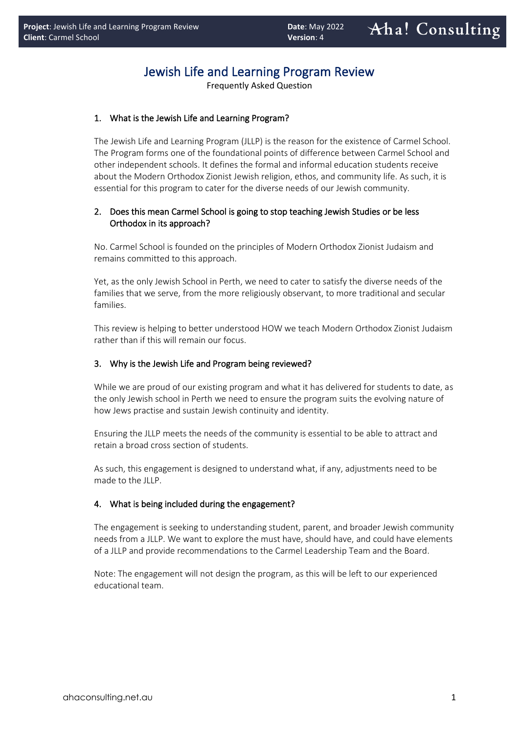# Jewish Life and Learning Program Review

Frequently Asked Question

## 1. What is the Jewish Life and Learning Program?

The Jewish Life and Learning Program (JLLP) is the reason for the existence of Carmel School. The Program forms one of the foundational points of difference between Carmel School and other independent schools. It defines the formal and informal education students receive about the Modern Orthodox Zionist Jewish religion, ethos, and community life. As such, it is essential for this program to cater for the diverse needs of our Jewish community.

## 2. Does this mean Carmel School is going to stop teaching Jewish Studies or be less Orthodox in its approach?

No. Carmel School is founded on the principles of Modern Orthodox Zionist Judaism and remains committed to this approach.

Yet, as the only Jewish School in Perth, we need to cater to satisfy the diverse needs of the families that we serve, from the more religiously observant, to more traditional and secular families.

This review is helping to better understood HOW we teach Modern Orthodox Zionist Judaism rather than if this will remain our focus.

## 3. Why is the Jewish Life and Program being reviewed?

While we are proud of our existing program and what it has delivered for students to date, as the only Jewish school in Perth we need to ensure the program suits the evolving nature of how Jews practise and sustain Jewish continuity and identity.

Ensuring the JLLP meets the needs of the community is essential to be able to attract and retain a broad cross section of students.

As such, this engagement is designed to understand what, if any, adjustments need to be made to the JLLP.

## 4. What is being included during the engagement?

The engagement is seeking to understanding student, parent, and broader Jewish community needs from a JLLP. We want to explore the must have, should have, and could have elements of a JLLP and provide recommendations to the Carmel Leadership Team and the Board.

Note: The engagement will not design the program, as this will be left to our experienced educational team.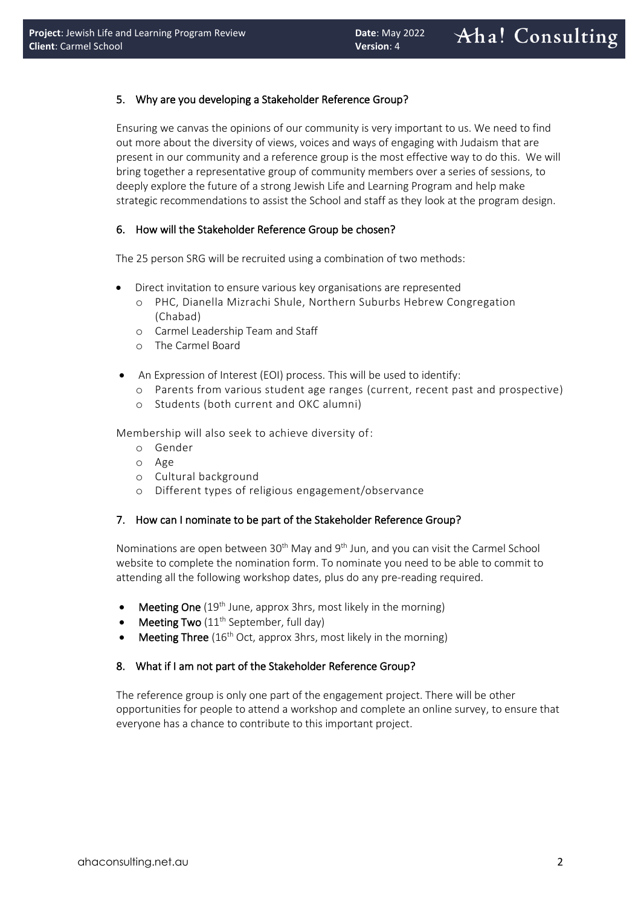## 5. Why are you developing a Stakeholder Reference Group?

Ensuring we canvas the opinions of our community is very important to us. We need to find out more about the diversity of views, voices and ways of engaging with Judaism that are present in our community and a reference group is the most effective way to do this. We will bring together a representative group of community members over a series of sessions, to deeply explore the future of a strong Jewish Life and Learning Program and help make strategic recommendations to assist the School and staff as they look at the program design.

## 6. How will the Stakeholder Reference Group be chosen?

The 25 person SRG will be recruited using a combination of two methods:

- Direct invitation to ensure various key organisations are represented
  - PHC, Dianella Mizrachi Shule, Northern Suburbs Hebrew Congregation (Chabad)
  - Carmel Leadership Team and Staff
  - The Carmel Board
- An Expression of Interest (EOI) process. This will be used to identify:
  - Parents from various student age ranges (current, recent past and prospective)
  - Students (both current and OKC alumni)

Membership will also seek to achieve diversity of:

- Gender
- Age
- Cultural background
- Different types of religious engagement/observance

## 7. How can I nominate to be part of the Stakeholder Reference Group?

Nominations are open between 30th May and 9th Jun, and you can visit the Carmel School website to complete the nomination form. To nominate you need to be able to commit to attending all the following workshop dates, plus do any pre-reading required.

- **Meeting One** (19th June, approx 3hrs, most likely in the morning)
- **Meeting Two** (11th September, full day)
- **Meeting Three** (16th Oct, approx 3hrs, most likely in the morning)

## 8. What if I am not part of the Stakeholder Reference Group?

The reference group is only one part of the engagement project. There will be other opportunities for people to attend a workshop and complete an online survey, to ensure that everyone has a chance to contribute to this important project.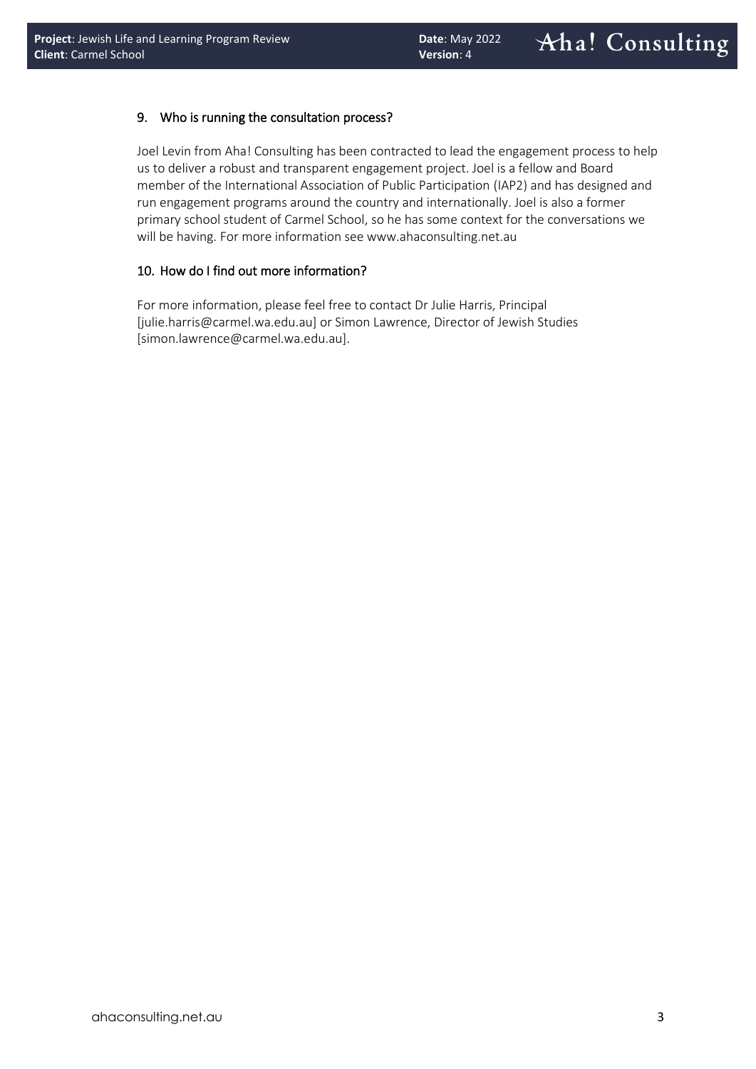## 9. Who is running the consultation process?

Joel Levin from Aha! Consulting has been contracted to lead the engagement process to help us to deliver a robust and transparent engagement project. Joel is a fellow and Board member of the International Association of Public Participation (IAP2) and has designed and run engagement programs around the country and internationally. Joel is also a former primary school student of Carmel School, so he has some context for the conversations we will be having. For more information see www.ahaconsulting.net.au

## 10. How do I find out more information?

For more information, please feel free to contact Dr Julie Harris, Principal [julie.harris@carmel.wa.edu.au] or Simon Lawrence, Director of Jewish Studies [simon.lawrence@carmel.wa.edu.au].